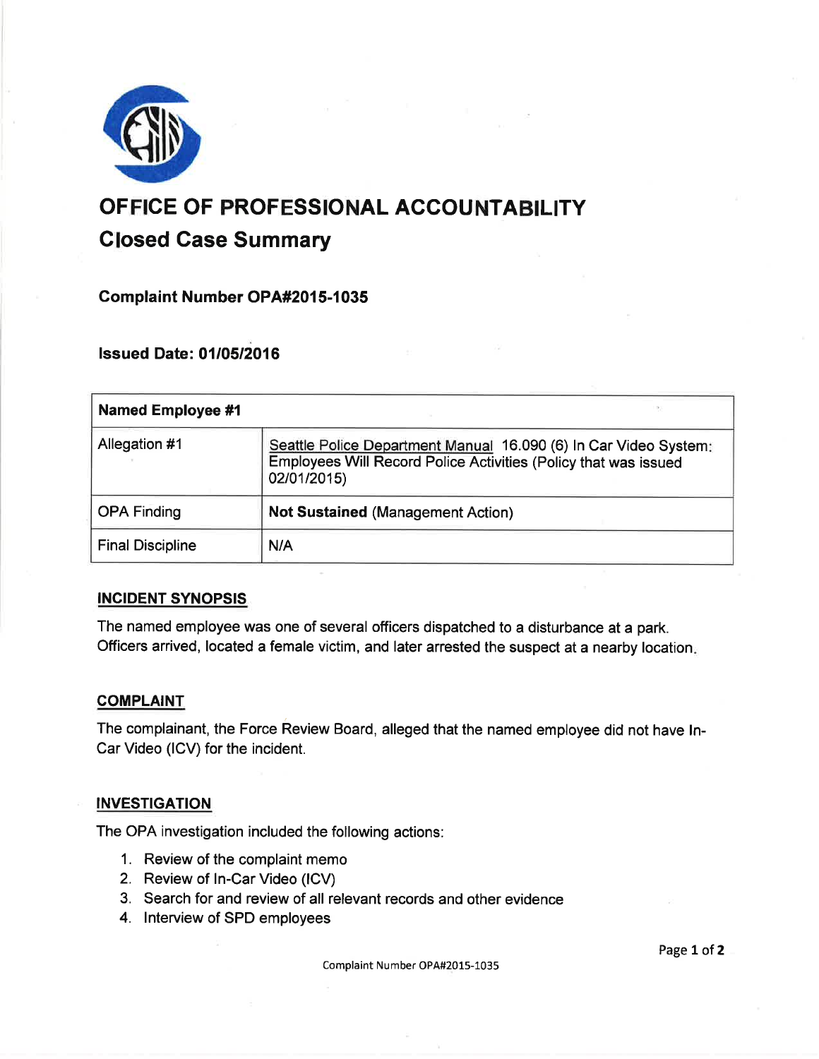# OFFICE OF PROFESSIONAL ACCOUNTABILITY

## Closed Case Summary

### Complaint Number OPA#2015-1035

### Issued Date: 01/05/2016

| Named Employee #1 | |
|---|---|
| Allegation #1 | Seattle Police Department Manual 16.090 (6) In Car Video System: Employees Will Record Police Activities (Policy that was issued 02/01/2015) |
| OPA Finding | **Not Sustained** (Management Action) |
| Final Discipline | N/A |

### INCIDENT SYNOPSIS

The named employee was one of several officers dispatched to a disturbance at a park. Officers arrived, located a female victim, and later arrested the suspect at a nearby location.

### COMPLAINT

The complainant, the Force Review Board, alleged that the named employee did not have In-Car Video (ICV) for the incident.

### INVESTIGATION

The OPA investigation included the following actions:

1. Review of the complaint memo
2. Review of In-Car Video (ICV)
3. Search for and review of all relevant records and other evidence
4. Interview of SPD employees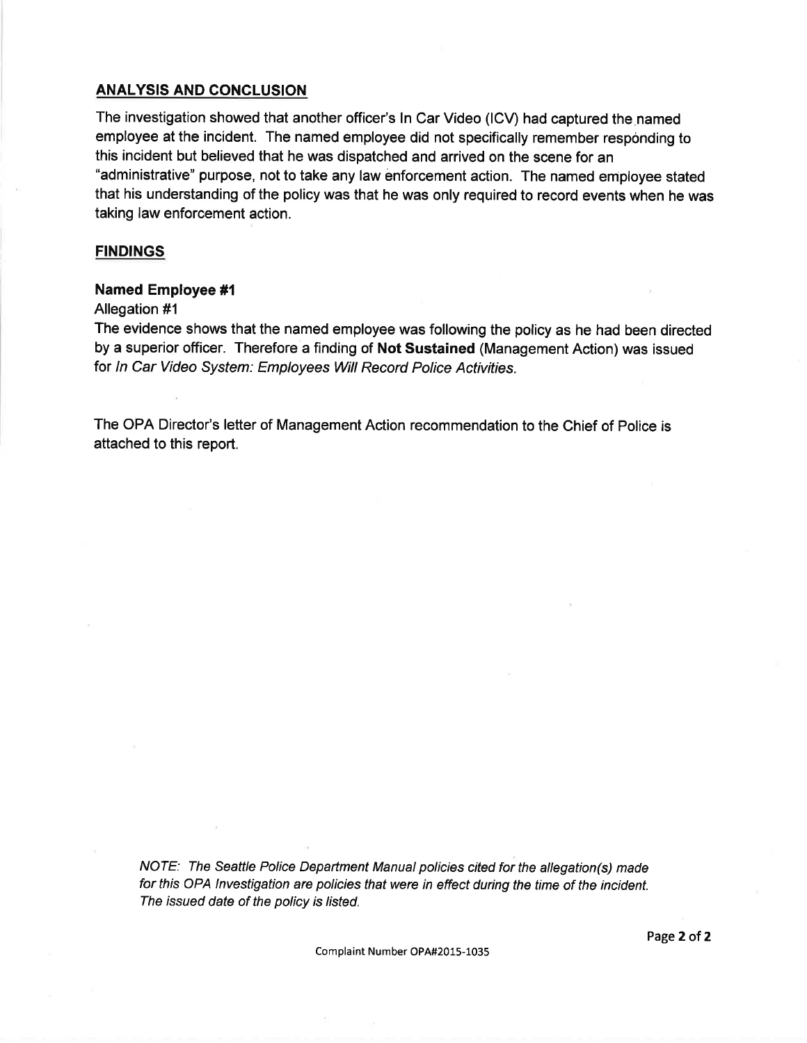## ANALYSIS AND CONCLUSION

The investigation showed that another officer's In Car Video (ICV) had captured the named employee at the incident. The named employee did not specifically remember responding to this incident but believed that he was dispatched and arrived on the scene for an "administrative" purpose, not to take any law enforcement action. The named employee stated that his understanding of the policy was that he was only required to record events when he was taking law enforcement action.

## FINDINGS

### Named Employee #1

Allegation #1

The evidence shows that the named employee was following the policy as he had been directed by a superior officer. Therefore a finding of **Not Sustained** (Management Action) was issued for *In Car Video System: Employees Will Record Police Activities.*

The OPA Director's letter of Management Action recommendation to the Chief of Police is attached to this report.

*NOTE: The Seattle Police Department Manual policies cited for the allegation(s) made for this OPA Investigation are policies that were in effect during the time of the incident. The issued date of the policy is listed.*

Complaint Number OPA#2015-1035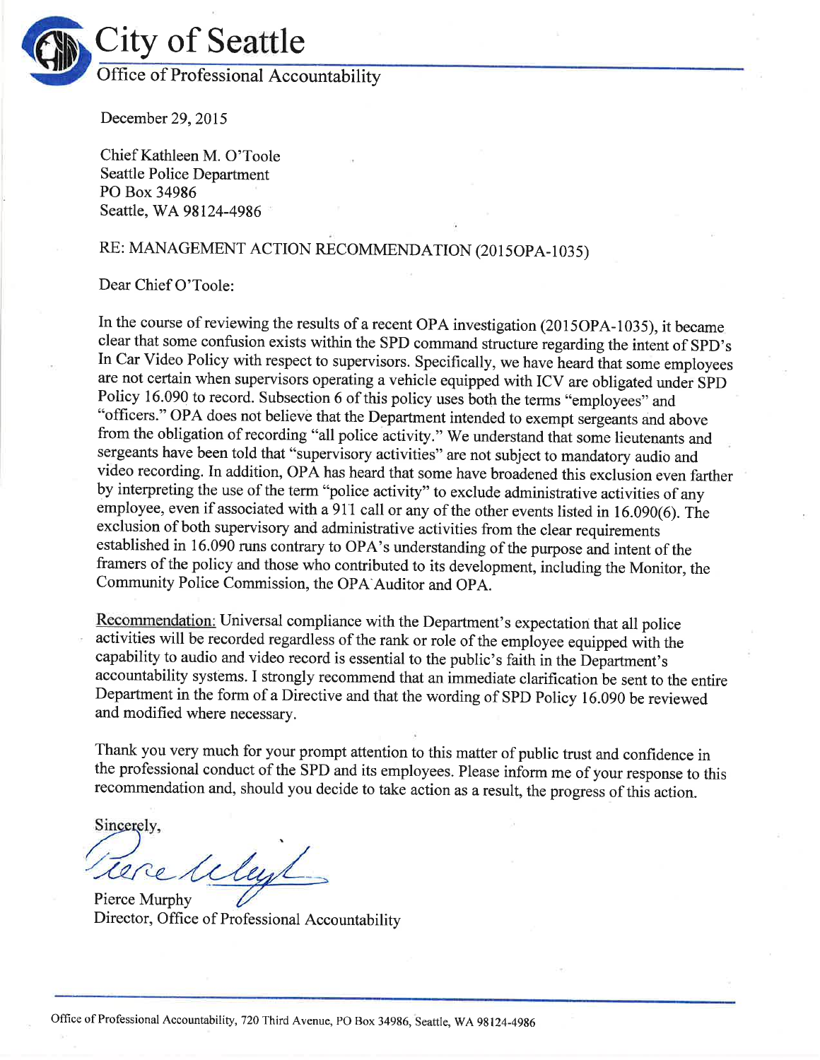# City of Seattle

## Office of Professional Accountability

December 29, 2015

Chief Kathleen M. O'Toole
Seattle Police Department
PO Box 34986
Seattle, WA 98124-4986

RE: MANAGEMENT ACTION RECOMMENDATION (2015OPA-1035)

Dear Chief O'Toole:

In the course of reviewing the results of a recent OPA investigation (2015OPA-1035), it became clear that some confusion exists within the SPD command structure regarding the intent of SPD's In Car Video Policy with respect to supervisors. Specifically, we have heard that some employees are not certain when supervisors operating a vehicle equipped with ICV are obligated under SPD Policy 16.090 to record. Subsection 6 of this policy uses both the terms "employees" and "officers." OPA does not believe that the Department intended to exempt sergeants and above from the obligation of recording "all police activity." We understand that some lieutenants and sergeants have been told that "supervisory activities" are not subject to mandatory audio and video recording. In addition, OPA has heard that some have broadened this exclusion even farther by interpreting the use of the term "police activity" to exclude administrative activities of any employee, even if associated with a 911 call or any of the other events listed in 16.090(6). The exclusion of both supervisory and administrative activities from the clear requirements established in 16.090 runs contrary to OPA's understanding of the purpose and intent of the framers of the policy and those who contributed to its development, including the Monitor, the Community Police Commission, the OPA Auditor and OPA.

Recommendation: Universal compliance with the Department's expectation that all police activities will be recorded regardless of the rank or role of the employee equipped with the capability to audio and video record is essential to the public's faith in the Department's accountability systems. I strongly recommend that an immediate clarification be sent to the entire Department in the form of a Directive and that the wording of SPD Policy 16.090 be reviewed and modified where necessary.

Thank you very much for your prompt attention to this matter of public trust and confidence in the professional conduct of the SPD and its employees. Please inform me of your response to this recommendation and, should you decide to take action as a result, the progress of this action.

Sincerely,

Pierce Murphy
Director, Office of Professional Accountability

Office of Professional Accountability, 720 Third Avenue, PO Box 34986, Seattle, WA 98124-4986